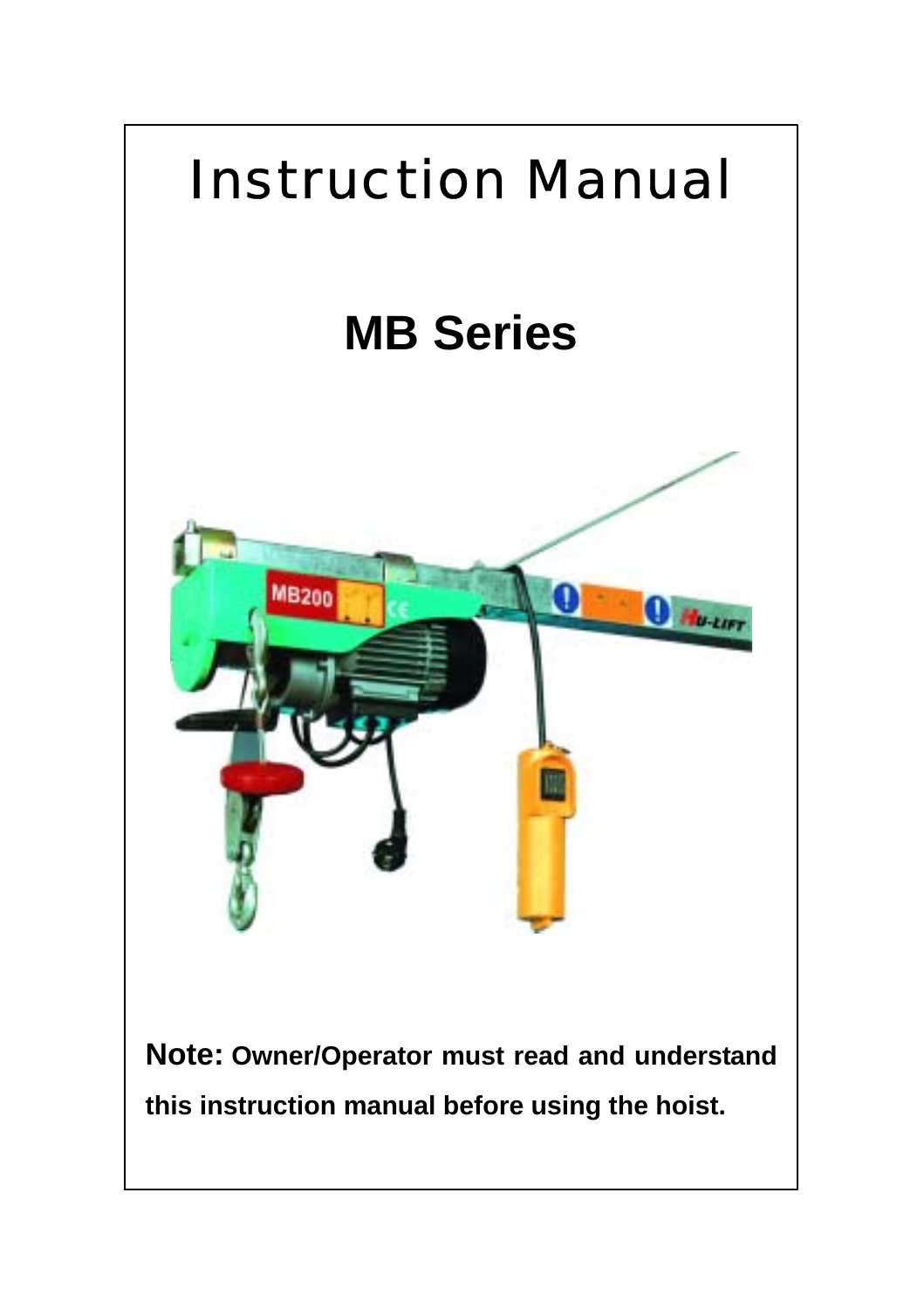# Instruction Manual

## MB Series

**Note:** **Owner/Operator must read and understand this instruction manual before using the hoist.**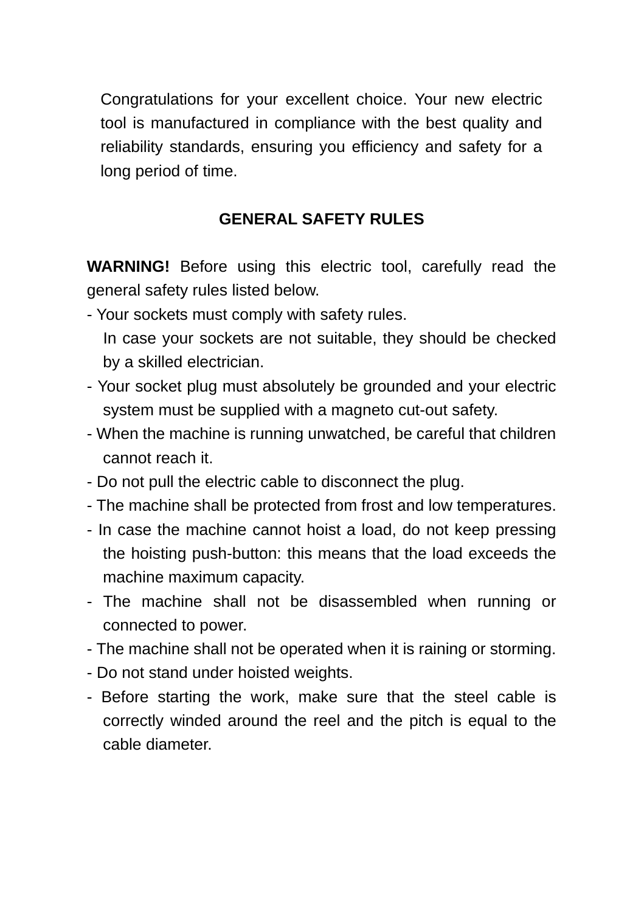Congratulations for your excellent choice. Your new electric tool is manufactured in compliance with the best quality and reliability standards, ensuring you efficiency and safety for a long period of time.

## GENERAL SAFETY RULES

**WARNING!** Before using this electric tool, carefully read the general safety rules listed below.

- Your sockets must comply with safety rules.
  In case your sockets are not suitable, they should be checked by a skilled electrician.
- Your socket plug must absolutely be grounded and your electric system must be supplied with a magneto cut-out safety.
- When the machine is running unwatched, be careful that children cannot reach it.
- Do not pull the electric cable to disconnect the plug.
- The machine shall be protected from frost and low temperatures.
- In case the machine cannot hoist a load, do not keep pressing the hoisting push-button: this means that the load exceeds the machine maximum capacity.
- The machine shall not be disassembled when running or connected to power.
- The machine shall not be operated when it is raining or storming.
- Do not stand under hoisted weights.
- Before starting the work, make sure that the steel cable is correctly winded around the reel and the pitch is equal to the cable diameter.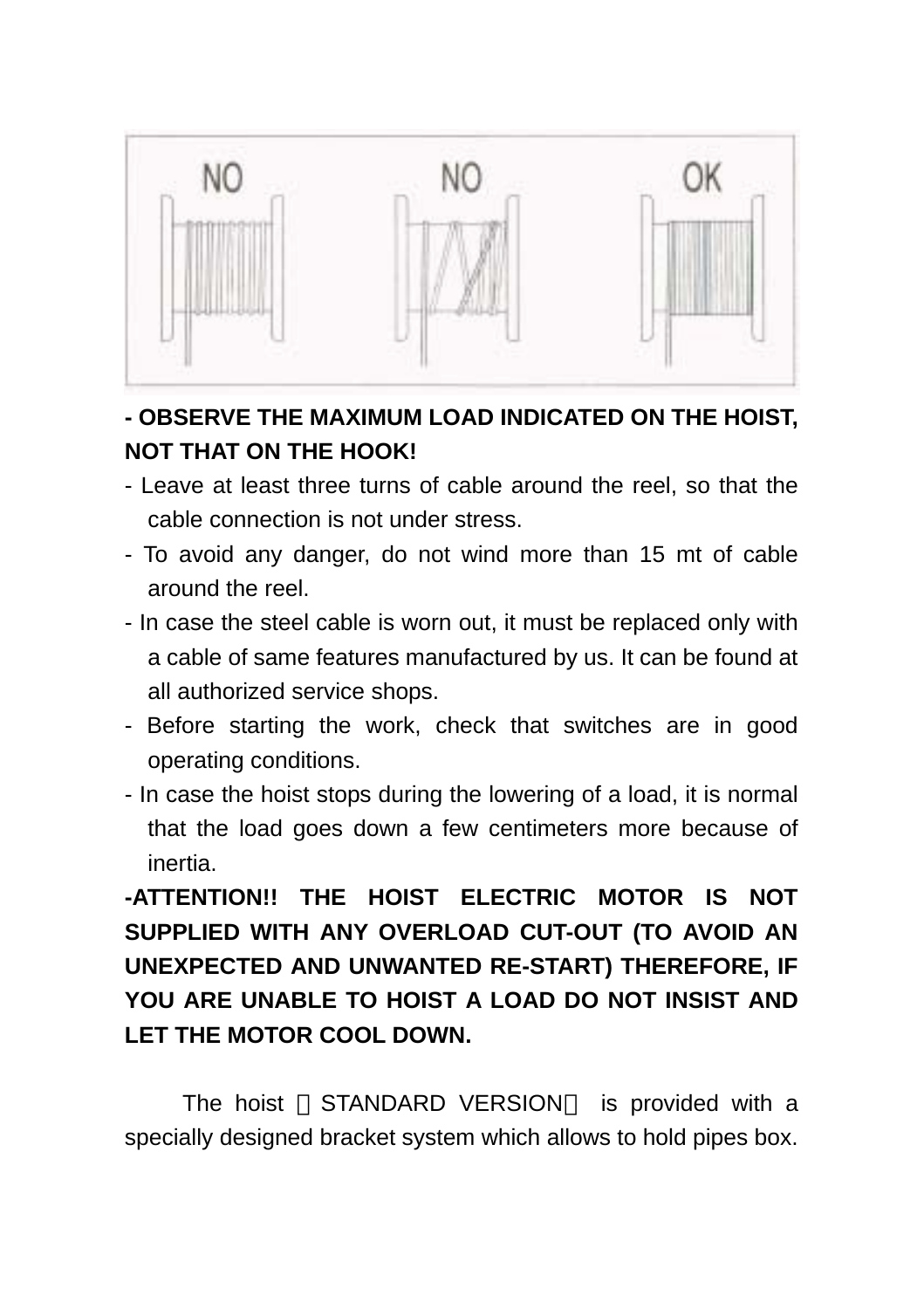**- OBSERVE THE MAXIMUM LOAD INDICATED ON THE HOIST, NOT THAT ON THE HOOK!**

- Leave at least three turns of cable around the reel, so that the cable connection is not under stress.
- To avoid any danger, do not wind more than 15 mt of cable around the reel.
- In case the steel cable is worn out, it must be replaced only with a cable of same features manufactured by us. It can be found at all authorized service shops.
- Before starting the work, check that switches are in good operating conditions.
- In case the hoist stops during the lowering of a load, it is normal that the load goes down a few centimeters more because of inertia.

**-ATTENTION!! THE HOIST ELECTRIC MOTOR IS NOT SUPPLIED WITH ANY OVERLOAD CUT-OUT (TO AVOID AN UNEXPECTED AND UNWANTED RE-START) THEREFORE, IF YOU ARE UNABLE TO HOIST A LOAD DO NOT INSIST AND LET THE MOTOR COOL DOWN.**

The hoist （STANDARD VERSION） is provided with a specially designed bracket system which allows to hold pipes box.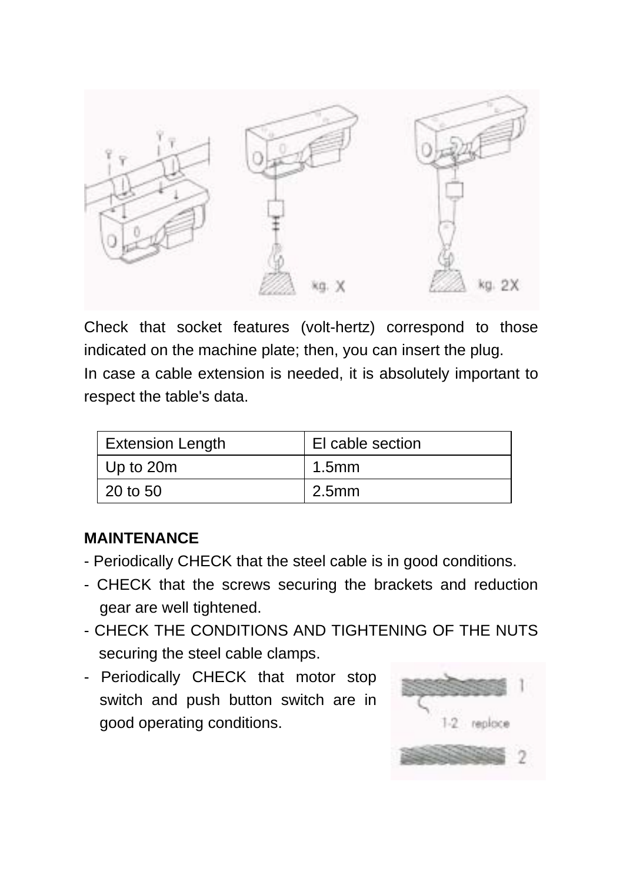Check that socket features (volt-hertz) correspond to those indicated on the machine plate; then, you can insert the plug.
In case a cable extension is needed, it is absolutely important to respect the table's data.

| Extension Length | El cable section |
| --- | --- |
| Up to 20m | 1.5mm |
| 20 to 50 | 2.5mm |

**MAINTENANCE**

- Periodically CHECK that the steel cable is in good conditions.
- CHECK that the screws securing the brackets and reduction gear are well tightened.
- CHECK THE CONDITIONS AND TIGHTENING OF THE NUTS securing the steel cable clamps.
- Periodically CHECK that motor stop switch and push button switch are in good operating conditions.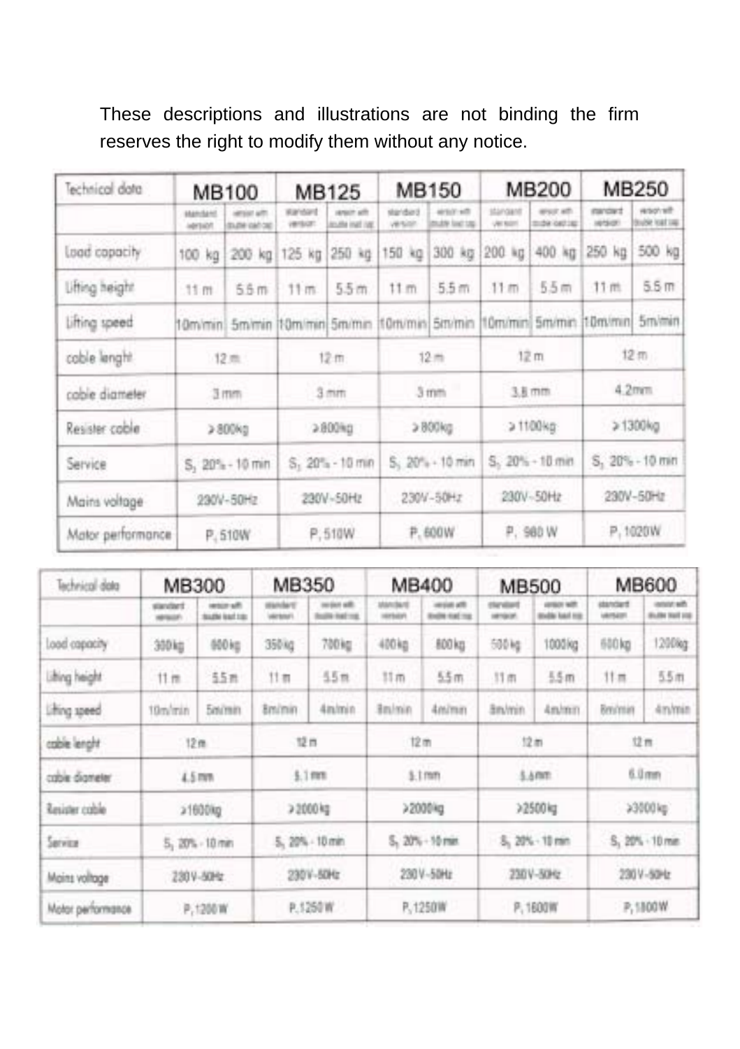These descriptions and illustrations are not binding the firm reserves the right to modify them without any notice.

| Technical data | MB100 | | MB125 | | MB150 | | MB200 | | MB250 | |
|---|---|---|---|---|---|---|---|---|---|---|
| | standard version | version with double load cap | standard version | version with double load cap | standard version | version with double load cap | standard version | version with double load cap | standard version | version with double load cap |
| Load capacity | 100 kg | 200 kg | 125 kg | 250 kg | 150 kg | 300 kg | 200 kg | 400 kg | 250 kg | 500 kg |
| Lifting height | 11 m | 5.5 m | 11 m | 5.5 m | 11 m | 5.5 m | 11 m | 5.5 m | 11 m | 5.5 m |
| Lifting speed | 10m/min | 5m/min | 10m/min | 5m/min | 10m/min | 5m/min | 10m/min | 5m/min | 10m/min | 5m/min |
| cable lenght | 12 m | | 12 m | | 12 m | | 12 m | | 12 m | |
| cable diameter | 3 mm | | 3 mm | | 3 mm | | 3.8 mm | | 4.2mm | |
| Resister cable | ≥ 800kg | | ≥ 800kg | | ≥ 800kg | | ≥ 1100kg | | ≥ 1300kg | |
| Service | $S_1$ 20% - 10 min | | $S_1$ 20% - 10 min | | $S_1$ 20% - 10 min | | $S_1$ 20% - 10 min | | $S_1$ 20% - 10 min | |
| Mains voltage | 230V-50Hz | | 230V-50Hz | | 230V-50Hz | | 230V-50Hz | | 230V-50Hz | |
| Motor performance | $P_1$ 510W | | $P_1$ 510W | | $P_1$ 600W | | $P_1$ 980 W | | $P_1$ 1020W | |

| Technical data | MB300 | | MB350 | | MB400 | | MB500 | | MB600 | |
|---|---|---|---|---|---|---|---|---|---|---|
| | standard version | version with double load cap | standard version | version with double load cap | standard version | version with double load cap | standard version | version with double load cap | standard version | version with double load cap |
| Load capacity | 300kg | 600kg | 350kg | 700kg | 400kg | 800kg | 500kg | 1000kg | 600kg | 1200kg |
| Lifting height | 11 m | 5.5 m | 11 m | 5.5 m | 11 m | 5.5 m | 11 m | 5.5 m | 11 m | 5.5 m |
| Lifting speed | 10m/min | 5m/min | 8m/min | 4m/min | 8m/min | 4m/min | 8m/min | 4m/min | 8m/min | 4m/min |
| cable lenght | 12 m | | 12 m | | 12 m | | 12 m | | 12 m | |
| cable diameter | 4.5 mm | | 5.1 mm | | 5.1 mm | | 5.6mm | | 6.0mm | |
| Resister cable | ≥1600kg | | ≥ 2000 kg | | ≥2000kg | | ≥2500kg | | ≥3000kg | |
| Service | $S_1$ 20% - 10 min | | $S_1$ 20% - 10 min | | $S_1$ 20% - 10 min | | $S_1$ 20% - 10 min | | $S_1$ 20% - 10 min | |
| Mains voltage | 230V-50Hz | | 230V-50Hz | | 230V-50Hz | | 230V-50Hz | | 230V-50Hz | |
| Motor performance | $P_1$ 1200 W | | $P_1$ 1250 W | | $P_1$ 1250W | | $P_1$ 1600W | | $P_1$ 1800W | |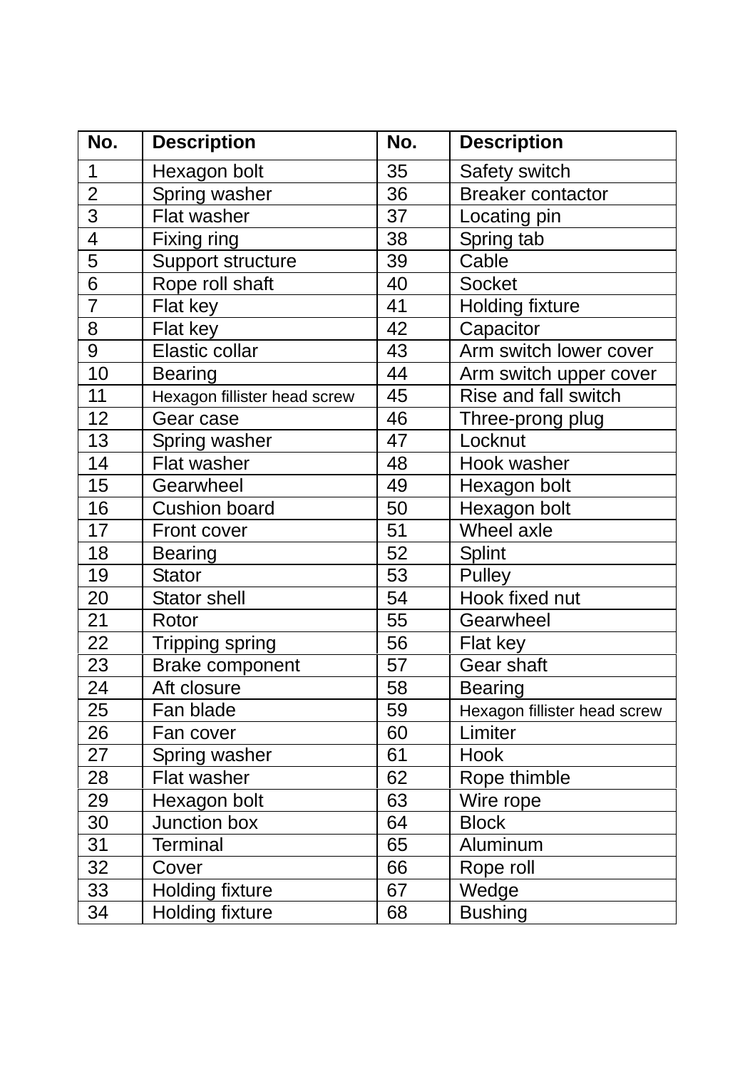| No. | Description | No. | Description |
| --- | --- | --- | --- |
| 1 | Hexagon bolt | 35 | Safety switch |
| 2 | Spring washer | 36 | Breaker contactor |
| 3 | Flat washer | 37 | Locating pin |
| 4 | Fixing ring | 38 | Spring tab |
| 5 | Support structure | 39 | Cable |
| 6 | Rope roll shaft | 40 | Socket |
| 7 | Flat key | 41 | Holding fixture |
| 8 | Flat key | 42 | Capacitor |
| 9 | Elastic collar | 43 | Arm switch lower cover |
| 10 | Bearing | 44 | Arm switch upper cover |
| 11 | Hexagon fillister head screw | 45 | Rise and fall switch |
| 12 | Gear case | 46 | Three-prong plug |
| 13 | Spring washer | 47 | Locknut |
| 14 | Flat washer | 48 | Hook washer |
| 15 | Gearwheel | 49 | Hexagon bolt |
| 16 | Cushion board | 50 | Hexagon bolt |
| 17 | Front cover | 51 | Wheel axle |
| 18 | Bearing | 52 | Splint |
| 19 | Stator | 53 | Pulley |
| 20 | Stator shell | 54 | Hook fixed nut |
| 21 | Rotor | 55 | Gearwheel |
| 22 | Tripping spring | 56 | Flat key |
| 23 | Brake component | 57 | Gear shaft |
| 24 | Aft closure | 58 | Bearing |
| 25 | Fan blade | 59 | Hexagon fillister head screw |
| 26 | Fan cover | 60 | Limiter |
| 27 | Spring washer | 61 | Hook |
| 28 | Flat washer | 62 | Rope thimble |
| 29 | Hexagon bolt | 63 | Wire rope |
| 30 | Junction box | 64 | Block |
| 31 | Terminal | 65 | Aluminum |
| 32 | Cover | 66 | Rope roll |
| 33 | Holding fixture | 67 | Wedge |
| 34 | Holding fixture | 68 | Bushing |